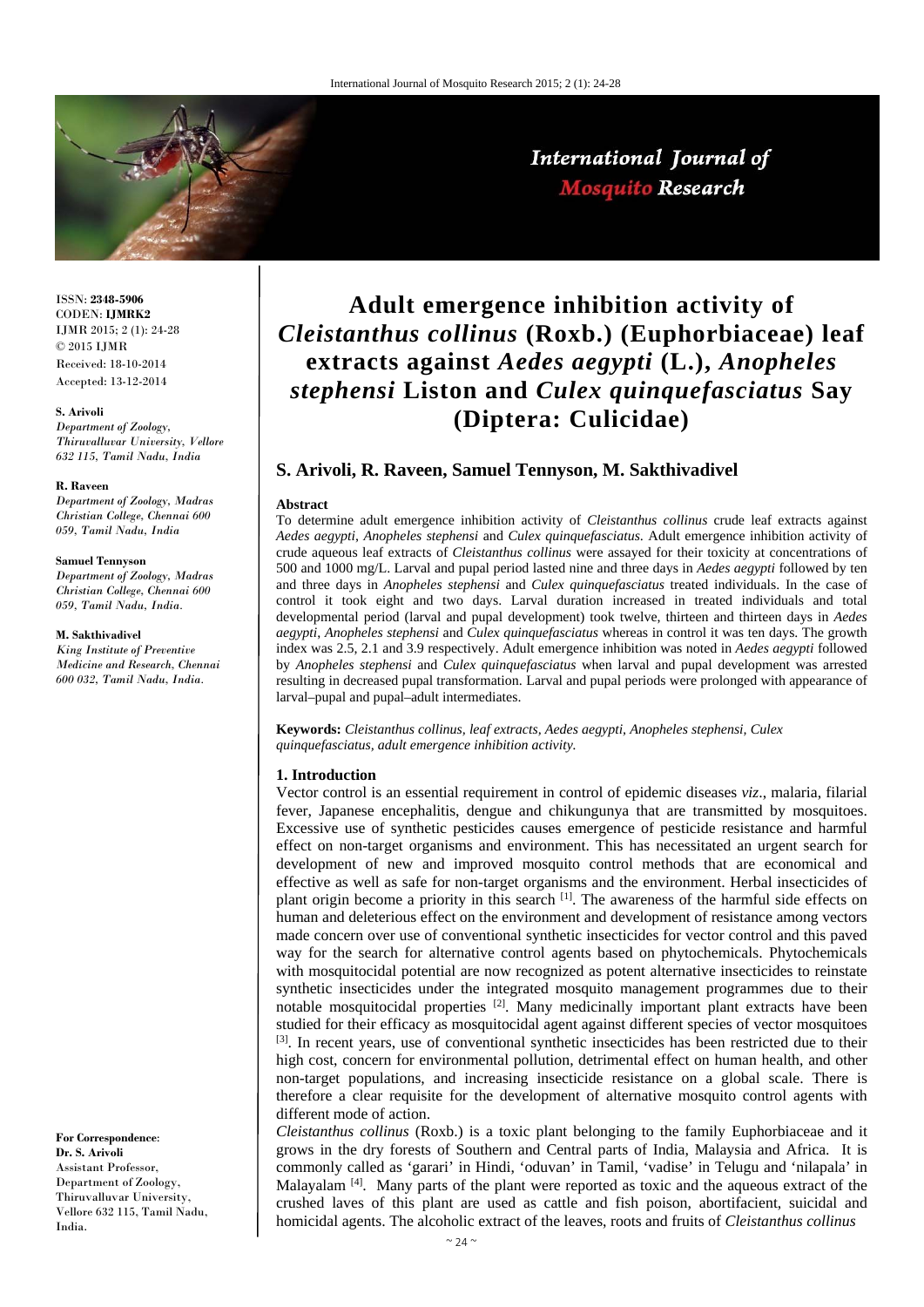# Adult emergence inhibition activity of *Cleistanthus collinus* (Roxb.) (Euphorbiaceae) leaf extracts against *Aedes aegypti* (L.), *Anopheles stephensi* Liston and *Culex quinquefasciatus* Say (Diptera: Culicidae)

**S. Arivoli, R. Raveen, Samuel Tennyson, M. Sakthivadivel**

ISSN: **2348-5906**
CODEN: **IJMRK2**
IJMR 2015; 2 (1): 24-28
© 2015 IJMR
Received: 18-10-2014
Accepted: 13-12-2014

**S. Arivoli**
*Department of Zoology, Thiruvalluvar University, Vellore 632 115, Tamil Nadu, India*

**R. Raveen**
*Department of Zoology, Madras Christian College, Chennai 600 059, Tamil Nadu, India*

**Samuel Tennyson**
*Department of Zoology, Madras Christian College, Chennai 600 059, Tamil Nadu, India.*

**M. Sakthivadivel**
*King Institute of Preventive Medicine and Research, Chennai 600 032, Tamil Nadu, India.*

**For Correspondence**:
**Dr. S. Arivoli**
Assistant Professor,
Department of Zoology,
Thiruvalluvar University,
Vellore 632 115, Tamil Nadu,
India.

## Abstract

To determine adult emergence inhibition activity of *Cleistanthus collinus* crude leaf extracts against *Aedes aegypti*, *Anopheles stephensi* and *Culex quinquefasciatus*. Adult emergence inhibition activity of crude aqueous leaf extracts of *Cleistanthus collinus* were assayed for their toxicity at concentrations of 500 and 1000 mg/L. Larval and pupal period lasted nine and three days in *Aedes aegypti* followed by ten and three days in *Anopheles stephensi* and *Culex quinquefasciatus* treated individuals. In the case of control it took eight and two days. Larval duration increased in treated individuals and total developmental period (larval and pupal development) took twelve, thirteen and thirteen days in *Aedes aegypti*, *Anopheles stephensi* and *Culex quinquefasciatus* whereas in control it was ten days. The growth index was 2.5, 2.1 and 3.9 respectively. Adult emergence inhibition was noted in *Aedes aegypti* followed by *Anopheles stephensi* and *Culex quinquefasciatus* when larval and pupal development was arrested resulting in decreased pupal transformation. Larval and pupal periods were prolonged with appearance of larval–pupal and pupal–adult intermediates.

**Keywords:** *Cleistanthus collinus, leaf extracts, Aedes aegypti, Anopheles stephensi, Culex quinquefasciatus, adult emergence inhibition activity.*

## 1. Introduction

Vector control is an essential requirement in control of epidemic diseases *viz*., malaria, filarial fever, Japanese encephalitis, dengue and chikungunya that are transmitted by mosquitoes. Excessive use of synthetic pesticides causes emergence of pesticide resistance and harmful effect on non-target organisms and environment. This has necessitated an urgent search for development of new and improved mosquito control methods that are economical and effective as well as safe for non-target organisms and the environment. Herbal insecticides of plant origin become a priority in this search [1]. The awareness of the harmful side effects on human and deleterious effect on the environment and development of resistance among vectors made concern over use of conventional synthetic insecticides for vector control and this paved way for the search for alternative control agents based on phytochemicals. Phytochemicals with mosquitocidal potential are now recognized as potent alternative insecticides to reinstate synthetic insecticides under the integrated mosquito management programmes due to their notable mosquitocidal properties [2]. Many medicinally important plant extracts have been studied for their efficacy as mosquitocidal agent against different species of vector mosquitoes [3]. In recent years, use of conventional synthetic insecticides has been restricted due to their high cost, concern for environmental pollution, detrimental effect on human health, and other non-target populations, and increasing insecticide resistance on a global scale. There is therefore a clear requisite for the development of alternative mosquito control agents with different mode of action.

*Cleistanthus collinus* (Roxb.) is a toxic plant belonging to the family Euphorbiaceae and it grows in the dry forests of Southern and Central parts of India, Malaysia and Africa. It is commonly called as 'garari' in Hindi, 'oduvan' in Tamil, 'vadise' in Telugu and 'nilapala' in Malayalam [4]. Many parts of the plant were reported as toxic and the aqueous extract of the crushed laves of this plant are used as cattle and fish poison, abortifacient, suicidal and homicidal agents. The alcoholic extract of the leaves, roots and fruits of *Cleistanthus collinus*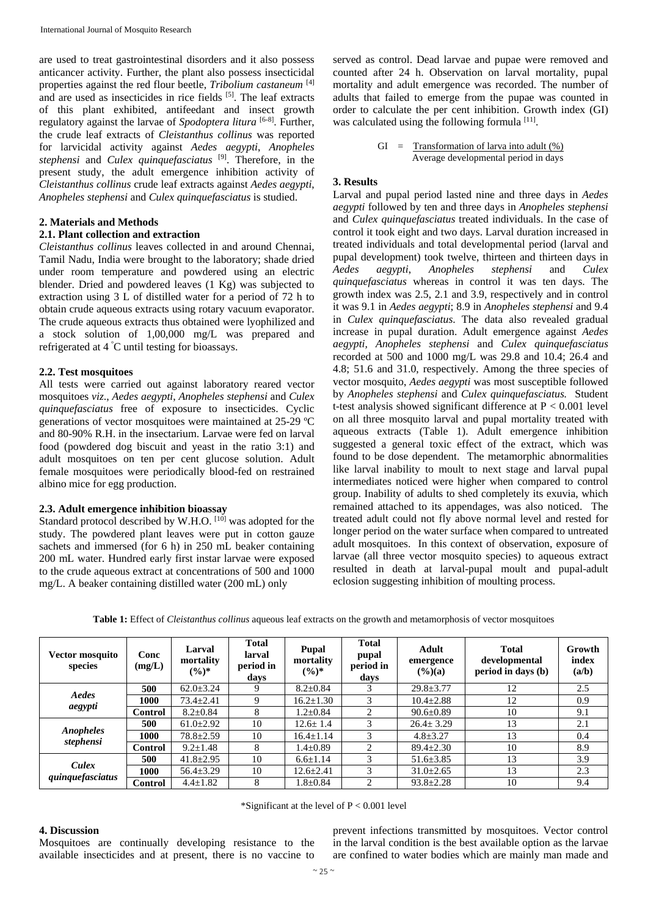are used to treat gastrointestinal disorders and it also possess anticancer activity. Further, the plant also possess insecticidal properties against the red flour beetle, *Tribolium castaneum* [4] and are used as insecticides in rice fields [5]. The leaf extracts of this plant exhibited, antifeedant and insect growth regulatory against the larvae of *Spodoptera litura* [6-8]. Further, the crude leaf extracts of *Cleistanthus collinus* was reported for larvicidal activity against *Aedes aegypti*, *Anopheles stephensi* and *Culex quinquefasciatus* [9]. Therefore, in the present study, the adult emergence inhibition activity of *Cleistanthus collinus* crude leaf extracts against *Aedes aegypti*, *Anopheles stephensi* and *Culex quinquefasciatus* is studied.

## 2. Materials and Methods

### 2.1. Plant collection and extraction

*Cleistanthus collinus* leaves collected in and around Chennai, Tamil Nadu, India were brought to the laboratory; shade dried under room temperature and powdered using an electric blender. Dried and powdered leaves (1 Kg) was subjected to extraction using 3 L of distilled water for a period of 72 h to obtain crude aqueous extracts using rotary vacuum evaporator. The crude aqueous extracts thus obtained were lyophilized and a stock solution of 1,00,000 mg/L was prepared and refrigerated at 4 °C until testing for bioassays.

### 2.2. Test mosquitoes

All tests were carried out against laboratory reared vector mosquitoes *viz*., *Aedes aegypti*, *Anopheles stephensi* and *Culex quinquefasciatus* free of exposure to insecticides. Cyclic generations of vector mosquitoes were maintained at 25-29 ºC and 80-90% R.H. in the insectarium. Larvae were fed on larval food (powdered dog biscuit and yeast in the ratio 3:1) and adult mosquitoes on ten per cent glucose solution. Adult female mosquitoes were periodically blood-fed on restrained albino mice for egg production.

### 2.3. Adult emergence inhibition bioassay

Standard protocol described by W.H.O. [10] was adopted for the study. The powdered plant leaves were put in cotton gauze sachets and immersed (for 6 h) in 250 mL beaker containing 200 mL water. Hundred early first instar larvae were exposed to the crude aqueous extract at concentrations of 500 and 1000 mg/L. A beaker containing distilled water (200 mL) only served as control. Dead larvae and pupae were removed and counted after 24 h. Observation on larval mortality, pupal mortality and adult emergence was recorded. The number of adults that failed to emerge from the pupae was counted in order to calculate the per cent inhibition. Growth index (GI) was calculated using the following formula [11].

$$GI = \frac{\text{Transformation of larva into adult (\%)}}{\text{Average developmental period in days}}$$

## 3. Results

Larval and pupal period lasted nine and three days in *Aedes aegypti* followed by ten and three days in *Anopheles stephensi* and *Culex quinquefasciatus* treated individuals. In the case of control it took eight and two days. Larval duration increased in treated individuals and total developmental period (larval and pupal development) took twelve, thirteen and thirteen days in *Aedes aegypti*, *Anopheles stephensi* and *Culex quinquefasciatus* whereas in control it was ten days. The growth index was 2.5, 2.1 and 3.9, respectively and in control it was 9.1 in *Aedes aegypti*; 8.9 in *Anopheles stephensi* and 9.4 in *Culex quinquefasciatus*. The data also revealed gradual increase in pupal duration. Adult emergence against *Aedes aegypti, Anopheles stephensi* and *Culex quinquefasciatus* recorded at 500 and 1000 mg/L was 29.8 and 10.4; 26.4 and 4.8; 51.6 and 31.0, respectively. Among the three species of vector mosquito, *Aedes aegypti* was most susceptible followed by *Anopheles stephensi* and *Culex quinquefasciatus.* Student t-test analysis showed significant difference at $P < 0.001$ level on all three mosquito larval and pupal mortality treated with aqueous extracts (Table 1). Adult emergence inhibition suggested a general toxic effect of the extract, which was found to be dose dependent. The metamorphic abnormalities like larval inability to moult to next stage and larval pupal intermediates noticed were higher when compared to control group. Inability of adults to shed completely its exuvia, which remained attached to its appendages, was also noticed. The treated adult could not fly above normal level and rested for longer period on the water surface when compared to untreated adult mosquitoes. In this context of observation, exposure of larvae (all three vector mosquito species) to aqueous extract resulted in death at larval-pupal moult and pupal-adult eclosion suggesting inhibition of moulting process.

**Table 1:** Effect of *Cleistanthus collinus* aqueous leaf extracts on the growth and metamorphosis of vector mosquitoes

| Vector mosquito species | Conc (mg/L) | Larval mortality (%)* | Total larval period in days | Pupal mortality (%)* | Total pupal period in days | Adult emergence (%)(a) | Total developmental period in days (b) | Growth index (a/b) |
|---|---|---|---|---|---|---|---|---|
| ***Aedes aegypti*** | **500** | 62.0±3.24 | 9 | 8.2±0.84 | 3 | 29.8±3.77 | 12 | 2.5 |
| | **1000** | 73.4±2.41 | 9 | 16.2±1.30 | 3 | 10.4±2.88 | 12 | 0.9 |
| | **Control** | 8.2±0.84 | 8 | 1.2±0.84 | 2 | 90.6±0.89 | 10 | 9.1 |
| ***Anopheles stephensi*** | **500** | 61.0±2.92 | 10 | 12.6± 1.4 | 3 | 26.4± 3.29 | 13 | 2.1 |
| | **1000** | 78.8±2.59 | 10 | 16.4±1.14 | 3 | 4.8±3.27 | 13 | 0.4 |
| | **Control** | 9.2±1.48 | 8 | 1.4±0.89 | 2 | 89.4±2.30 | 10 | 8.9 |
| ***Culex quinquefasciatus*** | **500** | 41.8±2.95 | 10 | 6.6±1.14 | 3 | 51.6±3.85 | 13 | 3.9 |
| | **1000** | 56.4±3.29 | 10 | 12.6±2.41 | 3 | 31.0±2.65 | 13 | 2.3 |
| | **Control** | 4.4±1.82 | 8 | 1.8±0.84 | 2 | 93.8±2.28 | 10 | 9.4 |

*Significant at the level of $P < 0.001$ level

## 4. Discussion

Mosquitoes are continually developing resistance to the available insecticides and at present, there is no vaccine to prevent infections transmitted by mosquitoes. Vector control in the larval condition is the best available option as the larvae are confined to water bodies which are mainly man made and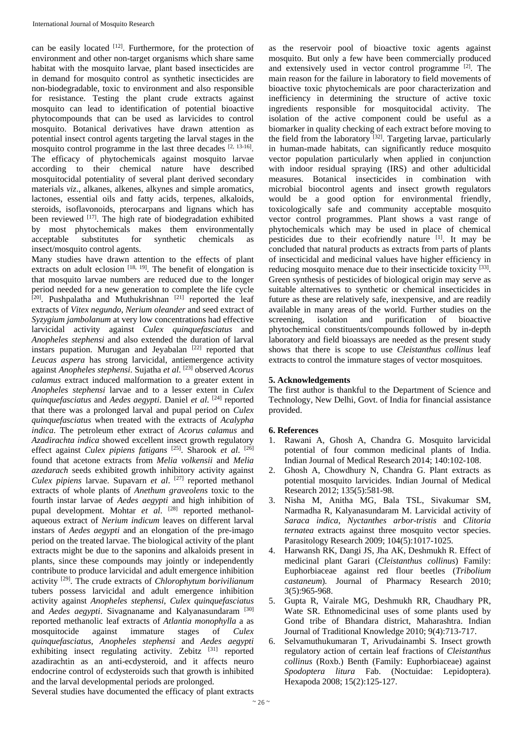can be easily located [12]. Furthermore, for the protection of environment and other non-target organisms which share same habitat with the mosquito larvae, plant based insecticides are in demand for mosquito control as synthetic insecticides are non-biodegradable, toxic to environment and also responsible for resistance. Testing the plant crude extracts against mosquito can lead to identification of potential bioactive phytocompounds that can be used as larvicides to control mosquito. Botanical derivatives have drawn attention as potential insect control agents targeting the larval stages in the mosquito control programme in the last three decades [2, 13-16]. The efficacy of phytochemicals against mosquito larvae according to their chemical nature have described mosquitocidal potentiality of several plant derived secondary materials *viz*., alkanes, alkenes, alkynes and simple aromatics, lactones, essential oils and fatty acids, terpenes, alkaloids, steroids, isoflavonoids, pterocarpans and lignans which has been reviewed [17]. The high rate of biodegradation exhibited by most phytochemicals makes them environmentally acceptable substitutes for synthetic chemicals as insect/mosquito control agents.

Many studies have drawn attention to the effects of plant extracts on adult eclosion [18, 19]. The benefit of elongation is that mosquito larvae numbers are reduced due to the longer period needed for a new generation to complete the life cycle [20]. Pushpalatha and Muthukrishnan [21] reported the leaf extracts of *Vitex negundo*, *Nerium oleander* and seed extract of *Syzygium jambolanum* at very low concentrations had effective larvicidal activity against *Culex quinquefasciatus* and *Anopheles stephensi* and also extended the duration of larval instars pupation. Murugan and Jeyabalan [22] reported that *Leucas aspera* has strong larvicidal, antiemergence activity against *Anopheles stephensi*. Sujatha *et al*. [23] observed *Acorus calamus* extract induced malformation to a greater extent in *Anopheles stephensi* larvae and to a lesser extent in *Culex quinquefasciatus* and *Aedes aegypti*. Daniel *et al*. [24] reported that there was a prolonged larval and pupal period on *Culex quinquefasciatus* when treated with the extracts of *Acalypha indica*. The petroleum ether extract of *Acorus calamus* and *Azadirachta indica* showed excellent insect growth regulatory effect against *Culex pipiens fatigans* [25]. Sharook *et al*. [26] found that acetone extracts from *Melia volkensii* and *Melia azedarach* seeds exhibited growth inhibitory activity against *Culex pipiens* larvae. Supavarn *et al*. [27] reported methanol extracts of whole plants of *Anethum graveolens* toxic to the fourth instar larvae of *Aedes aegypti* and high inhibition of pupal development. Mohtar *et al*. [28] reported methanol-aqueous extract of *Nerium indicum* leaves on different larval instars of *Aedes aegypti* and an elongation of the pre-imago period on the treated larvae. The biological activity of the plant extracts might be due to the saponins and alkaloids present in plants, since these compounds may jointly or independently contribute to produce larvicidal and adult emergence inhibition activity [29]. The crude extracts of *Chlorophytum borivilianum* tubers possess larvicidal and adult emergence inhibition activity against *Anopheles stephensi*, *Culex quinquefasciatus* and *Aedes aegypti*. Sivagnaname and Kalyanasundaram [30] reported methanolic leaf extracts of *Atlantia monophylla* a as mosquitocide against immature stages of *Culex quinquefasciatus*, *Anopheles stephensi* and *Aedes aegypti* exhibiting insect regulating activity. Zebitz [31] reported azadirachtin as an anti-ecdysteroid, and it affects neuro endocrine control of ecdysteroids such that growth is inhibited and the larval developmental periods are prolonged.

Several studies have documented the efficacy of plant extracts as the reservoir pool of bioactive toxic agents against mosquito. But only a few have been commercially produced and extensively used in vector control programme [2]. The main reason for the failure in laboratory to field movements of bioactive toxic phytochemicals are poor characterization and inefficiency in determining the structure of active toxic ingredients responsible for mosquitocidal activity. The isolation of the active component could be useful as a biomarker in quality checking of each extract before moving to the field from the laboratory [32]. Targeting larvae, particularly in human-made habitats, can significantly reduce mosquito vector population particularly when applied in conjunction with indoor residual spraying (IRS) and other adulticidal measures. Botanical insecticides in combination with microbial biocontrol agents and insect growth regulators would be a good option for environmental friendly, toxicologically safe and community acceptable mosquito vector control programmes. Plant shows a vast range of phytochemicals which may be used in place of chemical pesticides due to their ecofriendly nature [1]. It may be concluded that natural products as extracts from parts of plants of insecticidal and medicinal values have higher efficiency in reducing mosquito menace due to their insecticide toxicity [33]. Green synthesis of pesticides of biological origin may serve as suitable alternatives to synthetic or chemical insecticides in future as these are relatively safe, inexpensive, and are readily available in many areas of the world. Further studies on the screening, isolation and purification of bioactive phytochemical constituents/compounds followed by in-depth laboratory and field bioassays are needed as the present study shows that there is scope to use *Cleistanthus collinus* leaf extracts to control the immature stages of vector mosquitoes.

## 5. Acknowledgements

The first author is thankful to the Department of Science and Technology, New Delhi, Govt. of India for financial assistance provided.

## 6. References

1. Rawani A, Ghosh A, Chandra G. Mosquito larvicidal potential of four common medicinal plants of India. Indian Journal of Medical Research 2014; 140:102-108.
2. Ghosh A, Chowdhury N, Chandra G. Plant extracts as potential mosquito larvicides. Indian Journal of Medical Research 2012; 135(5):581-98.
3. Nisha M, Anitha MG, Bala TSL, Sivakumar SM, Narmadha R, Kalyanasundaram M. Larvicidal activity of *Saraca indica*, *Nyctanthes arbor-tristis* and *Clitoria ternatea* extracts against three mosquito vector species. Parasitology Research 2009; 104(5):1017-1025.
4. Harwansh RK, Dangi JS, Jha AK, Deshmukh R. Effect of medicinal plant Garari (*Cleistanthus collinus*) Family: Euphorbiaceae against red flour beetles (*Tribolium castaneum*). Journal of Pharmacy Research 2010; 3(5):965-968.
5. Gupta R, Vairale MG, Deshmukh RR, Chaudhary PR, Wate SR. Ethnomedicinal uses of some plants used by Gond tribe of Bhandara district, Maharashtra. Indian Journal of Traditional Knowledge 2010; 9(4):713-717.
6. Selvamuthukumaran T, Arivudainambi S. Insect growth regulatory action of certain leaf fractions of *Cleistanthus collinus* (Roxb.) Benth (Family: Euphorbiaceae) against *Spodoptera litura* Fab. (Noctuidae: Lepidoptera). Hexapoda 2008; 15(2):125-127.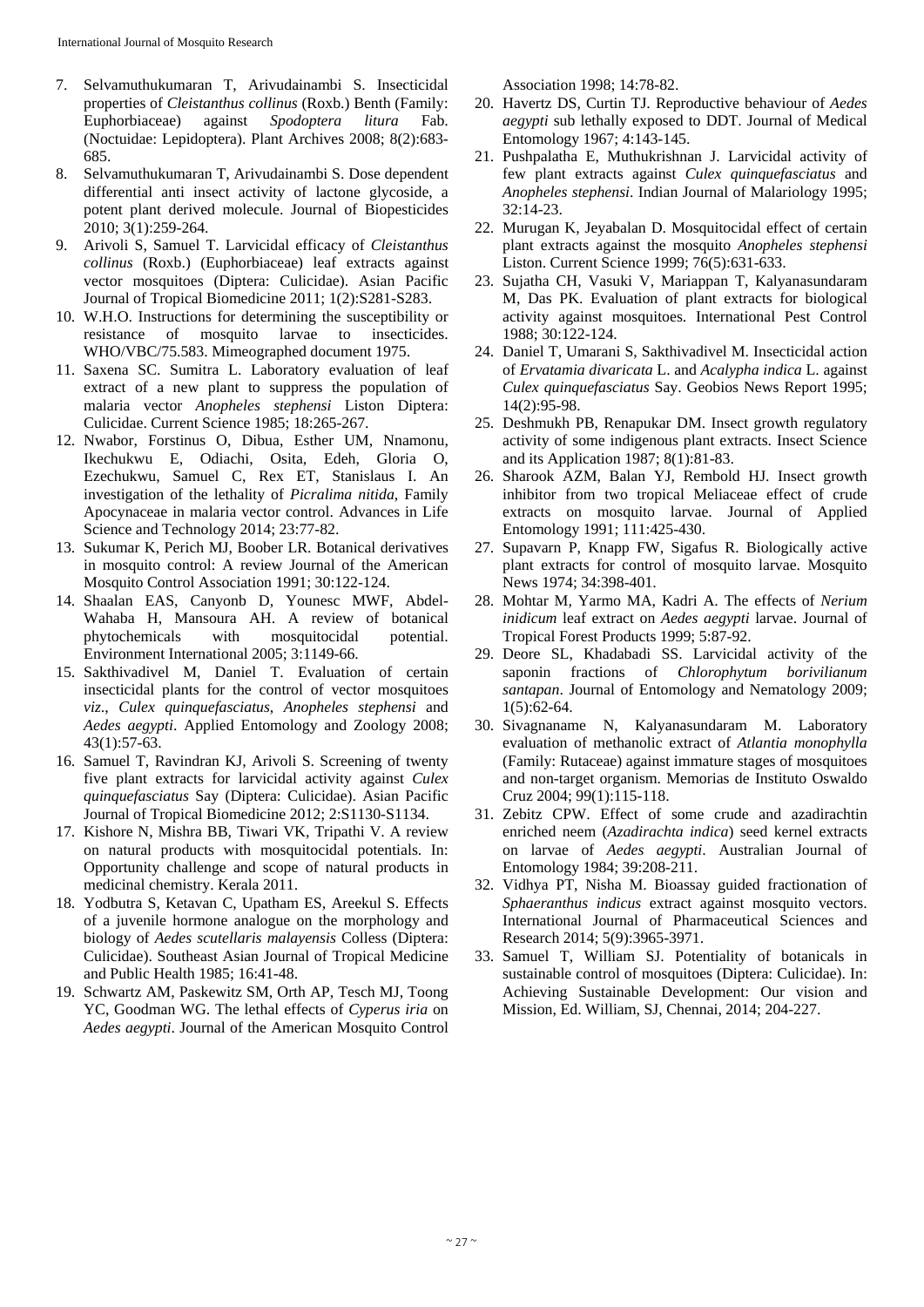7. Selvamuthukumaran T, Arivudainambi S. Insecticidal properties of *Cleistanthus collinus* (Roxb.) Benth (Family: Euphorbiaceae) against *Spodoptera litura* Fab. (Noctuidae: Lepidoptera). Plant Archives 2008; 8(2):683-685.
8. Selvamuthukumaran T, Arivudainambi S. Dose dependent differential anti insect activity of lactone glycoside, a potent plant derived molecule. Journal of Biopesticides 2010; 3(1):259-264.
9. Arivoli S, Samuel T. Larvicidal efficacy of *Cleistanthus collinus* (Roxb.) (Euphorbiaceae) leaf extracts against vector mosquitoes (Diptera: Culicidae). Asian Pacific Journal of Tropical Biomedicine 2011; 1(2):S281-S283.
10. W.H.O. Instructions for determining the susceptibility or resistance of mosquito larvae to insecticides. WHO/VBC/75.583. Mimeographed document 1975.
11. Saxena SC. Sumitra L. Laboratory evaluation of leaf extract of a new plant to suppress the population of malaria vector *Anopheles stephensi* Liston Diptera: Culicidae. Current Science 1985; 18:265-267.
12. Nwabor, Forstinus O, Dibua, Esther UM, Nnamonu, Ikechukwu E, Odiachi, Osita, Edeh, Gloria O, Ezechukwu, Samuel C, Rex ET, Stanislaus I. An investigation of the lethality of *Picralima nitida*, Family Apocynaceae in malaria vector control. Advances in Life Science and Technology 2014; 23:77-82.
13. Sukumar K, Perich MJ, Boober LR. Botanical derivatives in mosquito control: A review Journal of the American Mosquito Control Association 1991; 30:122-124.
14. Shaalan EAS, Canyonb D, Younesc MWF, Abdel-Wahaba H, Mansoura AH. A review of botanical phytochemicals with mosquitocidal potential. Environment International 2005; 3:1149-66.
15. Sakthivadivel M, Daniel T. Evaluation of certain insecticidal plants for the control of vector mosquitoes *viz*., *Culex quinquefasciatus*, *Anopheles stephensi* and *Aedes aegypti*. Applied Entomology and Zoology 2008; 43(1):57-63.
16. Samuel T, Ravindran KJ, Arivoli S. Screening of twenty five plant extracts for larvicidal activity against *Culex quinquefasciatus* Say (Diptera: Culicidae). Asian Pacific Journal of Tropical Biomedicine 2012; 2:S1130-S1134.
17. Kishore N, Mishra BB, Tiwari VK, Tripathi V. A review on natural products with mosquitocidal potentials. In: Opportunity challenge and scope of natural products in medicinal chemistry. Kerala 2011.
18. Yodbutra S, Ketavan C, Upatham ES, Areekul S. Effects of a juvenile hormone analogue on the morphology and biology of *Aedes scutellaris malayensis* Colless (Diptera: Culicidae). Southeast Asian Journal of Tropical Medicine and Public Health 1985; 16:41-48.
19. Schwartz AM, Paskewitz SM, Orth AP, Tesch MJ, Toong YC, Goodman WG. The lethal effects of *Cyperus iria* on *Aedes aegypti*. Journal of the American Mosquito Control Association 1998; 14:78-82.
20. Havertz DS, Curtin TJ. Reproductive behaviour of *Aedes aegypti* sub lethally exposed to DDT. Journal of Medical Entomology 1967; 4:143-145.
21. Pushpalatha E, Muthukrishnan J. Larvicidal activity of few plant extracts against *Culex quinquefasciatus* and *Anopheles stephensi*. Indian Journal of Malariology 1995; 32:14-23.
22. Murugan K, Jeyabalan D. Mosquitocidal effect of certain plant extracts against the mosquito *Anopheles stephensi* Liston. Current Science 1999; 76(5):631-633.
23. Sujatha CH, Vasuki V, Mariappan T, Kalyanasundaram M, Das PK. Evaluation of plant extracts for biological activity against mosquitoes. International Pest Control 1988; 30:122-124.
24. Daniel T, Umarani S, Sakthivadivel M. Insecticidal action of *Ervatamia divaricata* L. and *Acalypha indica* L. against *Culex quinquefasciatus* Say. Geobios News Report 1995; 14(2):95-98.
25. Deshmukh PB, Renapukar DM. Insect growth regulatory activity of some indigenous plant extracts. Insect Science and its Application 1987; 8(1):81-83.
26. Sharook AZM, Balan YJ, Rembold HJ. Insect growth inhibitor from two tropical Meliaceae effect of crude extracts on mosquito larvae. Journal of Applied Entomology 1991; 111:425-430.
27. Supavarn P, Knapp FW, Sigafus R. Biologically active plant extracts for control of mosquito larvae. Mosquito News 1974; 34:398-401.
28. Mohtar M, Yarmo MA, Kadri A. The effects of *Nerium inidicum* leaf extract on *Aedes aegypti* larvae. Journal of Tropical Forest Products 1999; 5:87-92.
29. Deore SL, Khadabadi SS. Larvicidal activity of the saponin fractions of *Chlorophytum borivilianum santapan*. Journal of Entomology and Nematology 2009; 1(5):62-64.
30. Sivagnaname N, Kalyanasundaram M. Laboratory evaluation of methanolic extract of *Atlantia monophylla* (Family: Rutaceae) against immature stages of mosquitoes and non-target organism. Memorias de Instituto Oswaldo Cruz 2004; 99(1):115-118.
31. Zebitz CPW. Effect of some crude and azadirachtin enriched neem (*Azadirachta indica*) seed kernel extracts on larvae of *Aedes aegypti*. Australian Journal of Entomology 1984; 39:208-211.
32. Vidhya PT, Nisha M. Bioassay guided fractionation of *Sphaeranthus indicus* extract against mosquito vectors. International Journal of Pharmaceutical Sciences and Research 2014; 5(9):3965-3971.
33. Samuel T, William SJ. Potentiality of botanicals in sustainable control of mosquitoes (Diptera: Culicidae). In: Achieving Sustainable Development: Our vision and Mission, Ed. William, SJ, Chennai, 2014; 204-227.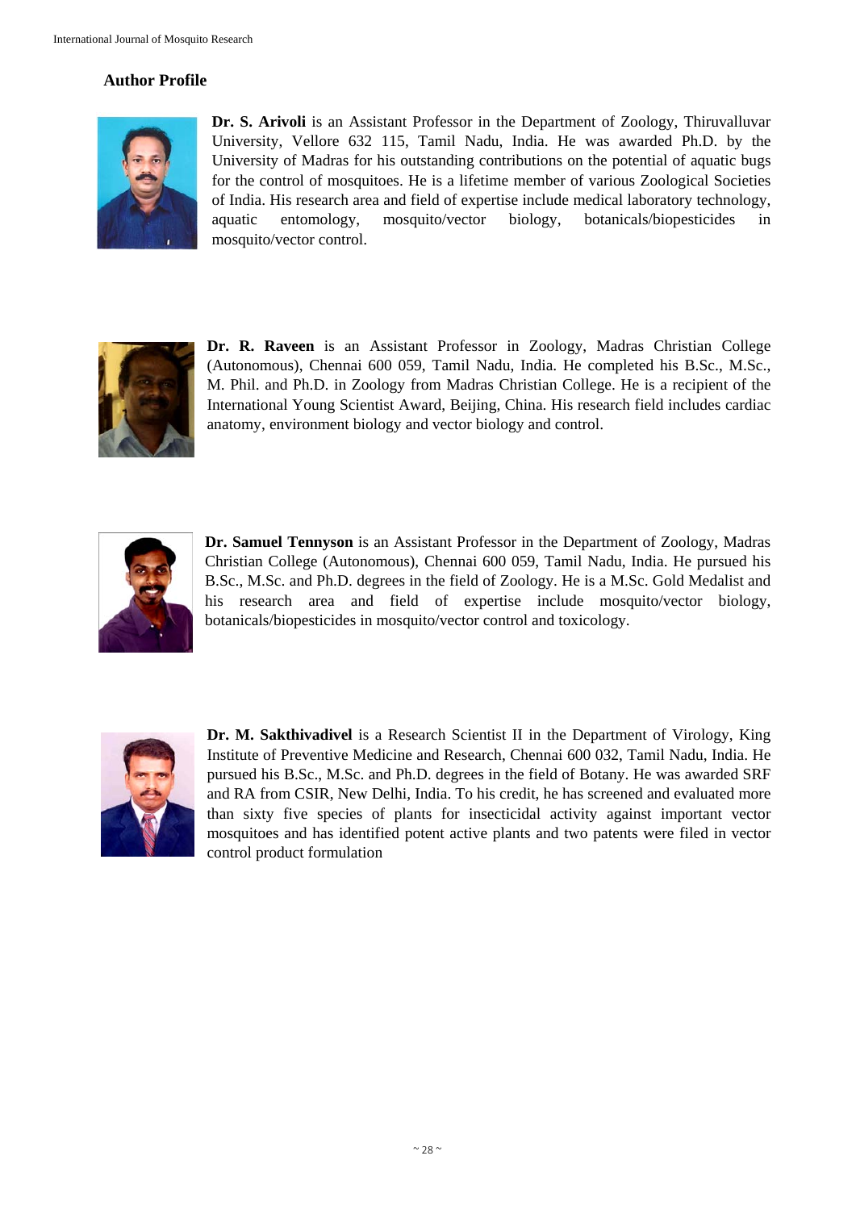## Author Profile

**Dr. S. Arivoli** is an Assistant Professor in the Department of Zoology, Thiruvalluvar University, Vellore 632 115, Tamil Nadu, India. He was awarded Ph.D. by the University of Madras for his outstanding contributions on the potential of aquatic bugs for the control of mosquitoes. He is a lifetime member of various Zoological Societies of India. His research area and field of expertise include medical laboratory technology, aquatic entomology, mosquito/vector biology, botanicals/biopesticides in mosquito/vector control.

**Dr. R. Raveen** is an Assistant Professor in Zoology, Madras Christian College (Autonomous), Chennai 600 059, Tamil Nadu, India. He completed his B.Sc., M.Sc., M. Phil. and Ph.D. in Zoology from Madras Christian College. He is a recipient of the International Young Scientist Award, Beijing, China. His research field includes cardiac anatomy, environment biology and vector biology and control.

**Dr. Samuel Tennyson** is an Assistant Professor in the Department of Zoology, Madras Christian College (Autonomous), Chennai 600 059, Tamil Nadu, India. He pursued his B.Sc., M.Sc. and Ph.D. degrees in the field of Zoology. He is a M.Sc. Gold Medalist and his research area and field of expertise include mosquito/vector biology, botanicals/biopesticides in mosquito/vector control and toxicology.

**Dr. M. Sakthivadivel** is a Research Scientist II in the Department of Virology, King Institute of Preventive Medicine and Research, Chennai 600 032, Tamil Nadu, India. He pursued his B.Sc., M.Sc. and Ph.D. degrees in the field of Botany. He was awarded SRF and RA from CSIR, New Delhi, India. To his credit, he has screened and evaluated more than sixty five species of plants for insecticidal activity against important vector mosquitoes and has identified potent active plants and two patents were filed in vector control product formulation